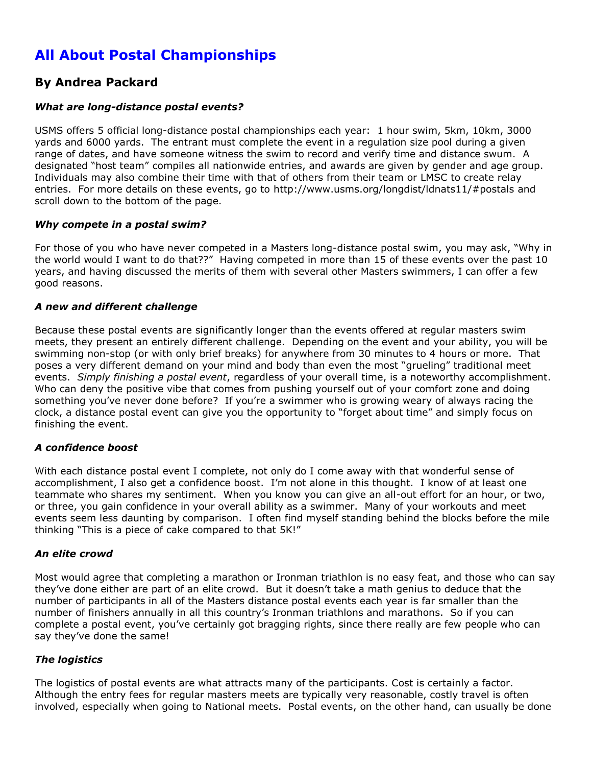# All About Postal Championships

## By Andrea Packard

### *What are long-distance postal events?*

USMS offers 5 official long-distance postal championships each year: 1 hour swim, 5km, 10km, 3000 yards and 6000 yards. The entrant must complete the event in a regulation size pool during a given range of dates, and have someone witness the swim to record and verify time and distance swum. A designated "host team" compiles all nationwide entries, and awards are given by gender and age group. Individuals may also combine their time with that of others from their team or LMSC to create relay entries. For more details on these events, go to http://www.usms.org/longdist/ldnats11/#postals and scroll down to the bottom of the page.

### *Why compete in a postal swim?*

For those of you who have never competed in a Masters long-distance postal swim, you may ask, "Why in the world would I want to do that??" Having competed in more than 15 of these events over the past 10 years, and having discussed the merits of them with several other Masters swimmers, I can offer a few good reasons.

### *A new and different challenge*

Because these postal events are significantly longer than the events offered at regular masters swim meets, they present an entirely different challenge. Depending on the event and your ability, you will be swimming non-stop (or with only brief breaks) for anywhere from 30 minutes to 4 hours or more. That poses a very different demand on your mind and body than even the most "grueling" traditional meet events. *Simply finishing a postal event*, regardless of your overall time, is a noteworthy accomplishment. Who can deny the positive vibe that comes from pushing yourself out of your comfort zone and doing something you've never done before? If you're a swimmer who is growing weary of always racing the clock, a distance postal event can give you the opportunity to "forget about time" and simply focus on finishing the event.

### *A confidence boost*

With each distance postal event I complete, not only do I come away with that wonderful sense of accomplishment, I also get a confidence boost. I'm not alone in this thought. I know of at least one teammate who shares my sentiment. When you know you can give an all-out effort for an hour, or two, or three, you gain confidence in your overall ability as a swimmer. Many of your workouts and meet events seem less daunting by comparison. I often find myself standing behind the blocks before the mile thinking "This is a piece of cake compared to that 5K!"

### *An elite crowd*

Most would agree that completing a marathon or Ironman triathlon is no easy feat, and those who can say they've done either are part of an elite crowd. But it doesn't take a math genius to deduce that the number of participants in all of the Masters distance postal events each year is far smaller than the number of finishers annually in all this country's Ironman triathlons and marathons. So if you can complete a postal event, you've certainly got bragging rights, since there really are few people who can say they've done the same!

### *The logistics*

The logistics of postal events are what attracts many of the participants. Cost is certainly a factor. Although the entry fees for regular masters meets are typically very reasonable, costly travel is often involved, especially when going to National meets. Postal events, on the other hand, can usually be done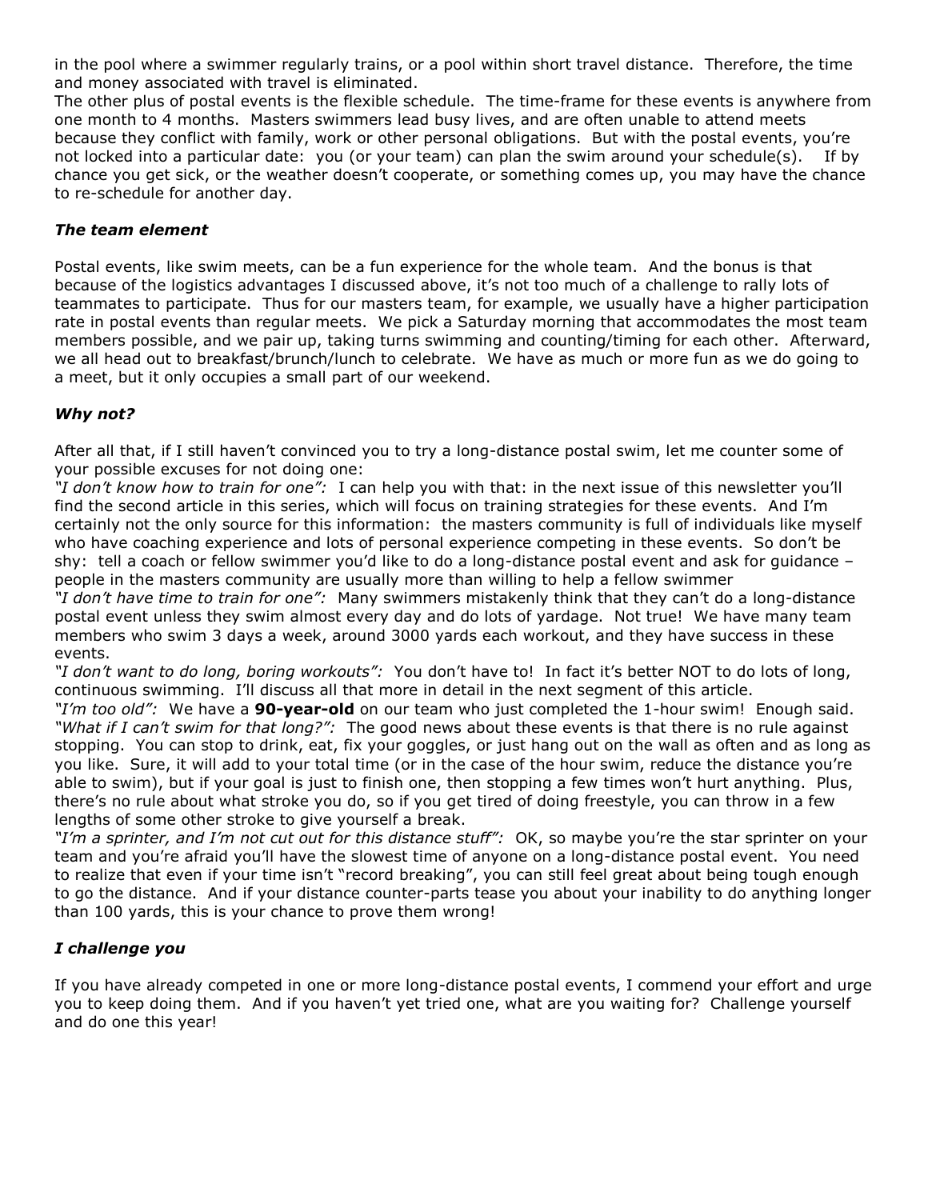in the pool where a swimmer regularly trains, or a pool within short travel distance. Therefore, the time and money associated with travel is eliminated.

The other plus of postal events is the flexible schedule. The time-frame for these events is anywhere from one month to 4 months. Masters swimmers lead busy lives, and are often unable to attend meets because they conflict with family, work or other personal obligations. But with the postal events, you're not locked into a particular date: you (or your team) can plan the swim around your schedule(s). If by chance you get sick, or the weather doesn't cooperate, or something comes up, you may have the chance to re-schedule for another day.

### *The team element*

Postal events, like swim meets, can be a fun experience for the whole team. And the bonus is that because of the logistics advantages I discussed above, it's not too much of a challenge to rally lots of teammates to participate. Thus for our masters team, for example, we usually have a higher participation rate in postal events than regular meets. We pick a Saturday morning that accommodates the most team members possible, and we pair up, taking turns swimming and counting/timing for each other. Afterward, we all head out to breakfast/brunch/lunch to celebrate. We have as much or more fun as we do going to a meet, but it only occupies a small part of our weekend.

### *Why not?*

After all that, if I still haven't convinced you to try a long-distance postal swim, let me counter some of your possible excuses for not doing one:

*"I don't know how to train for one":* I can help you with that: in the next issue of this newsletter you'll find the second article in this series, which will focus on training strategies for these events. And I'm certainly not the only source for this information: the masters community is full of individuals like myself who have coaching experience and lots of personal experience competing in these events. So don't be shy: tell a coach or fellow swimmer you'd like to do a long-distance postal event and ask for guidance – people in the masters community are usually more than willing to help a fellow swimmer

*"I don't have time to train for one":* Many swimmers mistakenly think that they can't do a long-distance postal event unless they swim almost every day and do lots of yardage. Not true! We have many team members who swim 3 days a week, around 3000 yards each workout, and they have success in these events.

*"I don't want to do long, boring workouts":* You don't have to! In fact it's better NOT to do lots of long, continuous swimming. I'll discuss all that more in detail in the next segment of this article.

*"I'm too old":* We have a **90-year-old** on our team who just completed the 1-hour swim! Enough said.

*"What if I can't swim for that long?":* The good news about these events is that there is no rule against stopping. You can stop to drink, eat, fix your goggles, or just hang out on the wall as often and as long as you like. Sure, it will add to your total time (or in the case of the hour swim, reduce the distance you're able to swim), but if your goal is just to finish one, then stopping a few times won't hurt anything. Plus, there's no rule about what stroke you do, so if you get tired of doing freestyle, you can throw in a few lengths of some other stroke to give yourself a break.

*"I'm a sprinter, and I'm not cut out for this distance stuff":* OK, so maybe you're the star sprinter on your team and you're afraid you'll have the slowest time of anyone on a long-distance postal event. You need to realize that even if your time isn't "record breaking", you can still feel great about being tough enough to go the distance. And if your distance counter-parts tease you about your inability to do anything longer than 100 yards, this is your chance to prove them wrong!

### *I challenge you*

If you have already competed in one or more long-distance postal events, I commend your effort and urge you to keep doing them. And if you haven't yet tried one, what are you waiting for? Challenge yourself and do one this year!